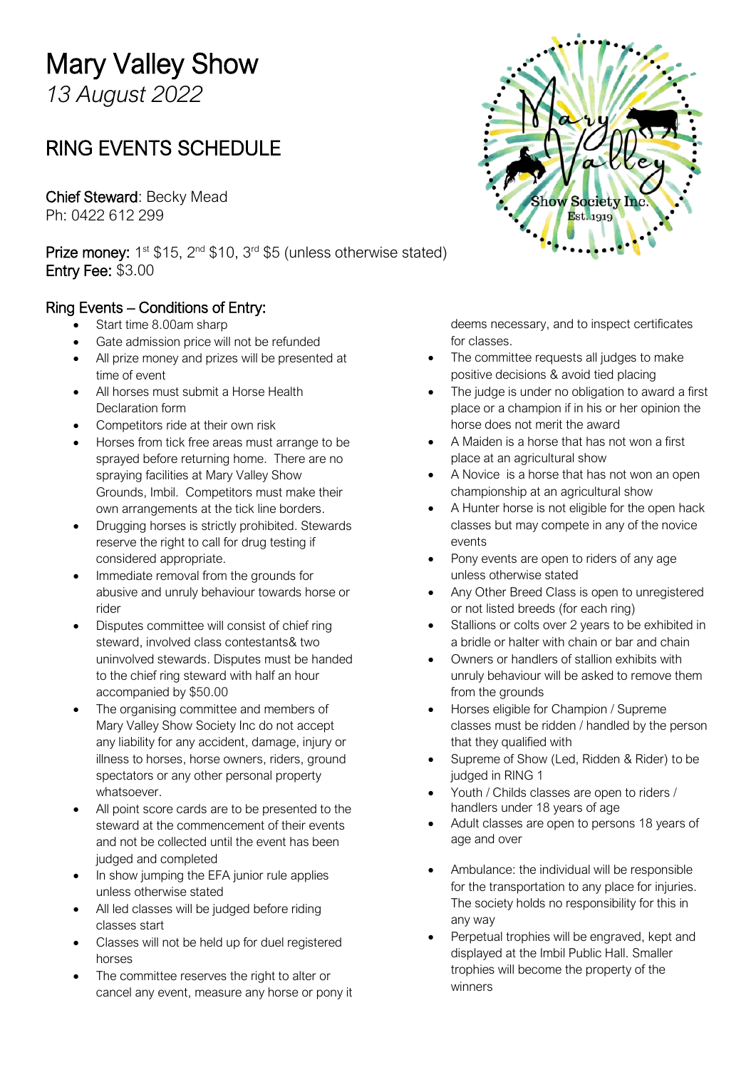# Mary Valley Show

*13 August 2022*

## RING EVENTS SCHEDULE

Chief Steward: Becky Mead
Ph: 0422 612 299

**Prize money:** 1st $15, 2nd $10, 3rd $5 (unless otherwise stated)
**Entry Fee:** $3.00

### Ring Events – Conditions of Entry:

- Start time 8.00am sharp
- Gate admission price will not be refunded
- All prize money and prizes will be presented at time of event
- All horses must submit a Horse Health Declaration form
- Competitors ride at their own risk
- Horses from tick free areas must arrange to be sprayed before returning home. There are no spraying facilities at Mary Valley Show Grounds, Imbil. Competitors must make their own arrangements at the tick line borders.
- Drugging horses is strictly prohibited. Stewards reserve the right to call for drug testing if considered appropriate.
- Immediate removal from the grounds for abusive and unruly behaviour towards horse or rider
- Disputes committee will consist of chief ring steward, involved class contestants& two uninvolved stewards. Disputes must be handed to the chief ring steward with half an hour accompanied by $50.00
- The organising committee and members of Mary Valley Show Society Inc do not accept any liability for any accident, damage, injury or illness to horses, horse owners, riders, ground spectators or any other personal property whatsoever.
- All point score cards are to be presented to the steward at the commencement of their events and not be collected until the event has been judged and completed
- In show jumping the EFA junior rule applies unless otherwise stated
- All led classes will be judged before riding classes start
- Classes will not be held up for duel registered horses
- The committee reserves the right to alter or cancel any event, measure any horse or pony it deems necessary, and to inspect certificates for classes.
- The committee requests all judges to make positive decisions & avoid tied placing
- The judge is under no obligation to award a first place or a champion if in his or her opinion the horse does not merit the award
- A Maiden is a horse that has not won a first place at an agricultural show
- A Novice is a horse that has not won an open championship at an agricultural show
- A Hunter horse is not eligible for the open hack classes but may compete in any of the novice events
- Pony events are open to riders of any age unless otherwise stated
- Any Other Breed Class is open to unregistered or not listed breeds (for each ring)
- Stallions or colts over 2 years to be exhibited in a bridle or halter with chain or bar and chain
- Owners or handlers of stallion exhibits with unruly behaviour will be asked to remove them from the grounds
- Horses eligible for Champion / Supreme classes must be ridden / handled by the person that they qualified with
- Supreme of Show (Led, Ridden & Rider) to be judged in RING 1
- Youth / Childs classes are open to riders / handlers under 18 years of age
- Adult classes are open to persons 18 years of age and over
- Ambulance: the individual will be responsible for the transportation to any place for injuries. The society holds no responsibility for this in any way
- Perpetual trophies will be engraved, kept and displayed at the Imbil Public Hall. Smaller trophies will become the property of the winners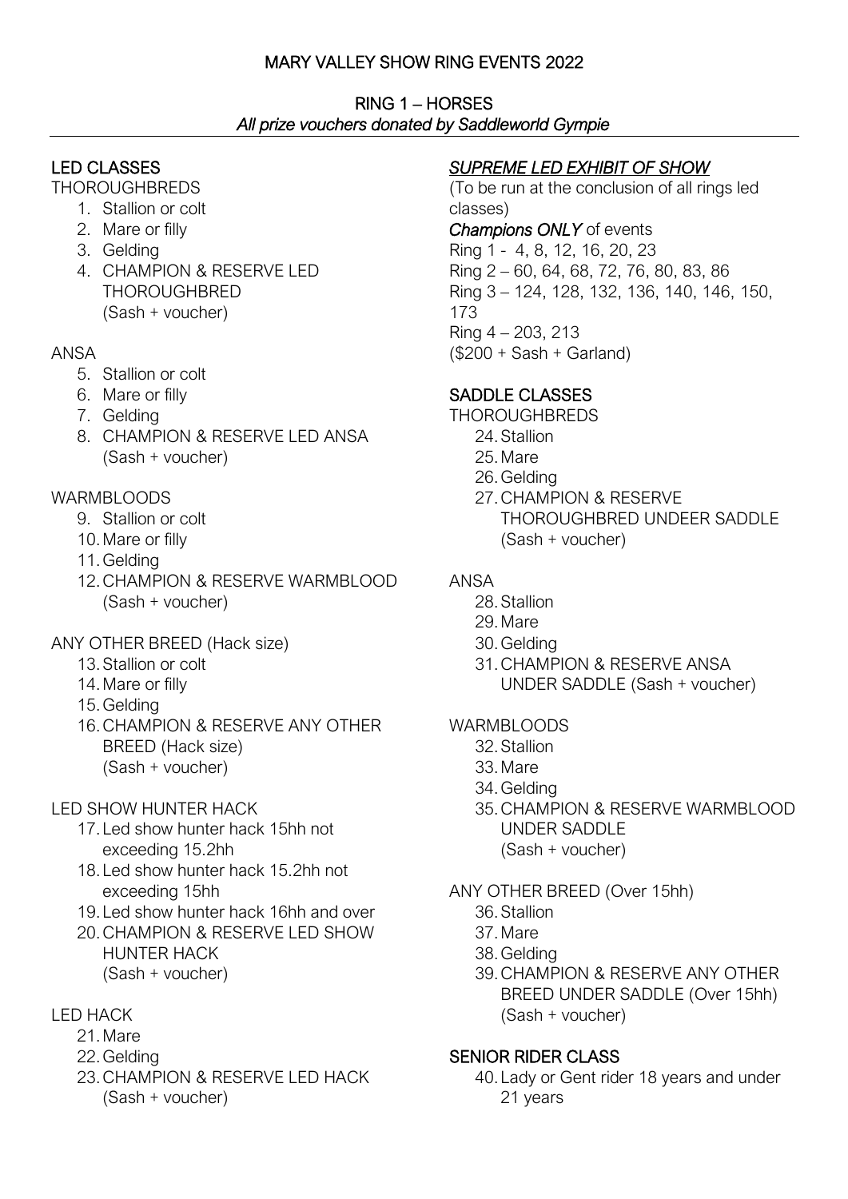# MARY VALLEY SHOW RING EVENTS 2022

## RING 1 – HORSES

*All prize vouchers donated by Saddleworld Gympie*

### LED CLASSES

THOROUGHBREDS

1. Stallion or colt
2. Mare or filly
3. Gelding
4. CHAMPION & RESERVE LED THOROUGHBRED (Sash + voucher)

ANSA

5. Stallion or colt
6. Mare or filly
7. Gelding
8. CHAMPION & RESERVE LED ANSA (Sash + voucher)

WARMBLOODS

9. Stallion or colt
10. Mare or filly
11. Gelding
12. CHAMPION & RESERVE WARMBLOOD (Sash + voucher)

ANY OTHER BREED (Hack size)

13. Stallion or colt
14. Mare or filly
15. Gelding
16. CHAMPION & RESERVE ANY OTHER BREED (Hack size) (Sash + voucher)

LED SHOW HUNTER HACK

17. Led show hunter hack 15hh not exceeding 15.2hh
18. Led show hunter hack 15.2hh not exceeding 15hh
19. Led show hunter hack 16hh and over
20. CHAMPION & RESERVE LED SHOW HUNTER HACK (Sash + voucher)

LED HACK

21. Mare
22. Gelding
23. CHAMPION & RESERVE LED HACK (Sash + voucher)

### *SUPREME LED EXHIBIT OF SHOW*

(To be run at the conclusion of all rings led classes)

***Champions ONLY*** of events

Ring 1 - 4, 8, 12, 16, 20, 23

Ring 2 – 60, 64, 68, 72, 76, 80, 83, 86

Ring 3 – 124, 128, 132, 136, 140, 146, 150, 173

Ring 4 – 203, 213

($200 + Sash + Garland)

### SADDLE CLASSES

THOROUGHBREDS

24. Stallion
25. Mare
26. Gelding
27. CHAMPION & RESERVE THOROUGHBRED UNDEER SADDLE (Sash + voucher)

ANSA

28. Stallion
29. Mare
30. Gelding
31. CHAMPION & RESERVE ANSA UNDER SADDLE (Sash + voucher)

WARMBLOODS

32. Stallion
33. Mare
34. Gelding
35. CHAMPION & RESERVE WARMBLOOD UNDER SADDLE (Sash + voucher)

ANY OTHER BREED (Over 15hh)

36. Stallion
37. Mare
38. Gelding
39. CHAMPION & RESERVE ANY OTHER BREED UNDER SADDLE (Over 15hh) (Sash + voucher)

### SENIOR RIDER CLASS

40. Lady or Gent rider 18 years and under 21 years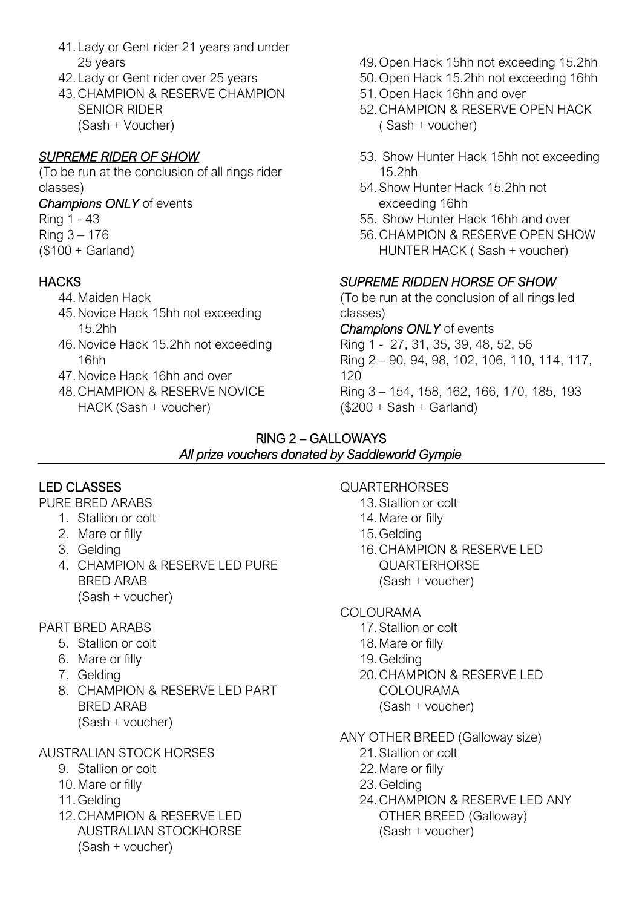41. Lady or Gent rider 21 years and under 25 years
42. Lady or Gent rider over 25 years
43. CHAMPION & RESERVE CHAMPION SENIOR RIDER (Sash + Voucher)

### *SUPREME RIDER OF SHOW*

(To be run at the conclusion of all rings rider classes)

***Champions ONLY*** of events

Ring 1 - 43

Ring 3 – 176

($100 + Garland)

### HACKS

44. Maiden Hack
45. Novice Hack 15hh not exceeding 15.2hh
46. Novice Hack 15.2hh not exceeding 16hh
47. Novice Hack 16hh and over
48. CHAMPION & RESERVE NOVICE HACK (Sash + voucher)
49. Open Hack 15hh not exceeding 15.2hh
50. Open Hack 15.2hh not exceeding 16hh
51. Open Hack 16hh and over
52. CHAMPION & RESERVE OPEN HACK ( Sash + voucher)

53. Show Hunter Hack 15hh not exceeding 15.2hh
54. Show Hunter Hack 15.2hh not exceeding 16hh
55. Show Hunter Hack 16hh and over
56. CHAMPION & RESERVE OPEN SHOW HUNTER HACK ( Sash + voucher)

### *SUPREME RIDDEN HORSE OF SHOW*

(To be run at the conclusion of all rings led classes)

***Champions ONLY*** of events

Ring 1 - 27, 31, 35, 39, 48, 52, 56

Ring 2 – 90, 94, 98, 102, 106, 110, 114, 117, 120

Ring 3 – 154, 158, 162, 166, 170, 185, 193

($200 + Sash + Garland)

## RING 2 – GALLOWAYS

*All prize vouchers donated by Saddleworld Gympie*

### LED CLASSES

PURE BRED ARABS

1. Stallion or colt
2. Mare or filly
3. Gelding
4. CHAMPION & RESERVE LED PURE BRED ARAB (Sash + voucher)

PART BRED ARABS

5. Stallion or colt
6. Mare or filly
7. Gelding
8. CHAMPION & RESERVE LED PART BRED ARAB (Sash + voucher)

AUSTRALIAN STOCK HORSES

9. Stallion or colt
10. Mare or filly
11. Gelding
12. CHAMPION & RESERVE LED AUSTRALIAN STOCKHORSE (Sash + voucher)

QUARTERHORSES

13. Stallion or colt
14. Mare or filly
15. Gelding
16. CHAMPION & RESERVE LED QUARTERHORSE (Sash + voucher)

COLOURAMA

17. Stallion or colt
18. Mare or filly
19. Gelding
20. CHAMPION & RESERVE LED COLOURAMA (Sash + voucher)

ANY OTHER BREED (Galloway size)

21. Stallion or colt
22. Mare or filly
23. Gelding
24. CHAMPION & RESERVE LED ANY OTHER BREED (Galloway) (Sash + voucher)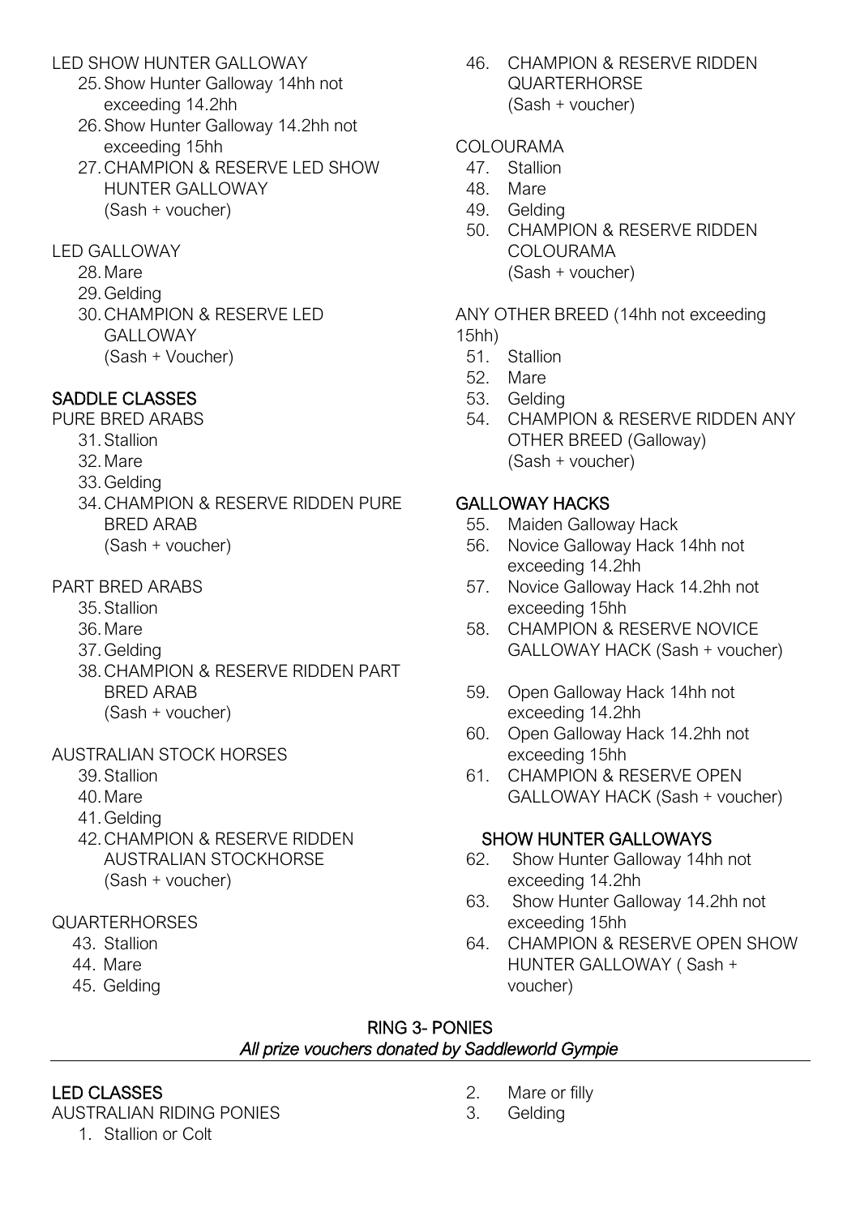LED SHOW HUNTER GALLOWAY

25. Show Hunter Galloway 14hh not exceeding 14.2hh
26. Show Hunter Galloway 14.2hh not exceeding 15hh
27. CHAMPION & RESERVE LED SHOW HUNTER GALLOWAY (Sash + voucher)

LED GALLOWAY

28. Mare
29. Gelding
30. CHAMPION & RESERVE LED GALLOWAY (Sash + Voucher)

## SADDLE CLASSES

PURE BRED ARABS

31. Stallion
32. Mare
33. Gelding
34. CHAMPION & RESERVE RIDDEN PURE BRED ARAB (Sash + voucher)

PART BRED ARABS

35. Stallion
36. Mare
37. Gelding
38. CHAMPION & RESERVE RIDDEN PART BRED ARAB (Sash + voucher)

AUSTRALIAN STOCK HORSES

39. Stallion
40. Mare
41. Gelding
42. CHAMPION & RESERVE RIDDEN AUSTRALIAN STOCKHORSE (Sash + voucher)

QUARTERHORSES

43. Stallion
44. Mare
45. Gelding
46. CHAMPION & RESERVE RIDDEN QUARTERHORSE (Sash + voucher)

COLOURAMA

47. Stallion
48. Mare
49. Gelding
50. CHAMPION & RESERVE RIDDEN COLOURAMA (Sash + voucher)

ANY OTHER BREED (14hh not exceeding 15hh)

51. Stallion
52. Mare
53. Gelding
54. CHAMPION & RESERVE RIDDEN ANY OTHER BREED (Galloway) (Sash + voucher)

## GALLOWAY HACKS

55. Maiden Galloway Hack
56. Novice Galloway Hack 14hh not exceeding 14.2hh
57. Novice Galloway Hack 14.2hh not exceeding 15hh
58. CHAMPION & RESERVE NOVICE GALLOWAY HACK (Sash + voucher)

59. Open Galloway Hack 14hh not exceeding 14.2hh
60. Open Galloway Hack 14.2hh not exceeding 15hh
61. CHAMPION & RESERVE OPEN GALLOWAY HACK (Sash + voucher)

## SHOW HUNTER GALLOWAYS

62. Show Hunter Galloway 14hh not exceeding 14.2hh
63. Show Hunter Galloway 14.2hh not exceeding 15hh
64. CHAMPION & RESERVE OPEN SHOW HUNTER GALLOWAY ( Sash + voucher)

# RING 3- PONIES

*All prize vouchers donated by Saddleworld Gympie*

## LED CLASSES

AUSTRALIAN RIDING PONIES

1. Stallion or Colt
2. Mare or filly
3. Gelding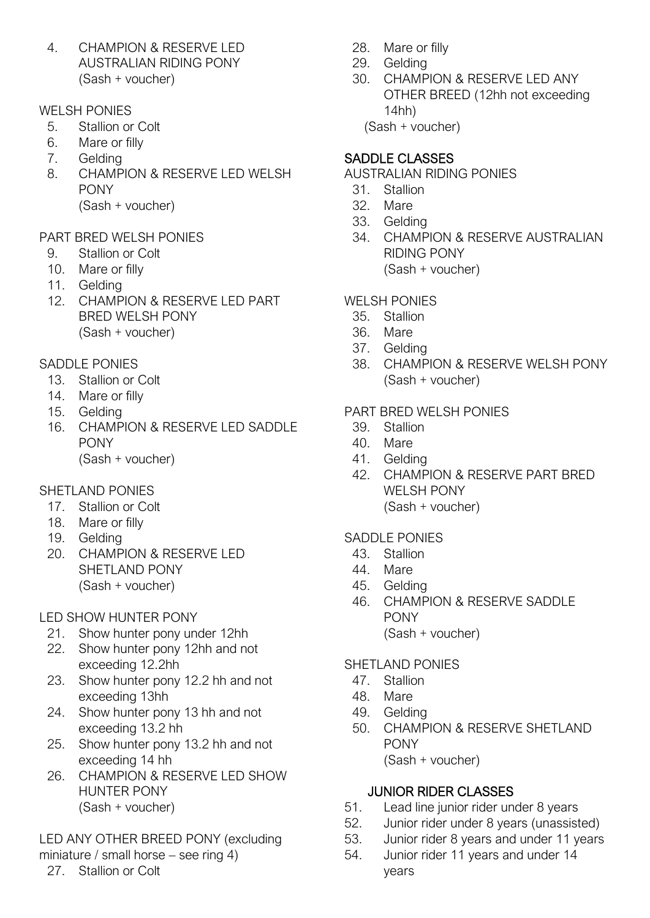4. CHAMPION & RESERVE LED AUSTRALIAN RIDING PONY
   (Sash + voucher)

WELSH PONIES

5. Stallion or Colt
6. Mare or filly
7. Gelding
8. CHAMPION & RESERVE LED WELSH PONY
   (Sash + voucher)

PART BRED WELSH PONIES

9. Stallion or Colt
10. Mare or filly
11. Gelding
12. CHAMPION & RESERVE LED PART BRED WELSH PONY
    (Sash + voucher)

SADDLE PONIES

13. Stallion or Colt
14. Mare or filly
15. Gelding
16. CHAMPION & RESERVE LED SADDLE PONY
    (Sash + voucher)

SHETLAND PONIES

17. Stallion or Colt
18. Mare or filly
19. Gelding
20. CHAMPION & RESERVE LED SHETLAND PONY
    (Sash + voucher)

LED SHOW HUNTER PONY

21. Show hunter pony under 12hh
22. Show hunter pony 12hh and not exceeding 12.2hh
23. Show hunter pony 12.2 hh and not exceeding 13hh
24. Show hunter pony 13 hh and not exceeding 13.2 hh
25. Show hunter pony 13.2 hh and not exceeding 14 hh
26. CHAMPION & RESERVE LED SHOW HUNTER PONY
    (Sash + voucher)

LED ANY OTHER BREED PONY (excluding miniature / small horse – see ring 4)

27. Stallion or Colt
28. Mare or filly
29. Gelding
30. CHAMPION & RESERVE LED ANY OTHER BREED (12hh not exceeding 14hh)
    (Sash + voucher)

## SADDLE CLASSES

AUSTRALIAN RIDING PONIES

31. Stallion
32. Mare
33. Gelding
34. CHAMPION & RESERVE AUSTRALIAN RIDING PONY
    (Sash + voucher)

WELSH PONIES

35. Stallion
36. Mare
37. Gelding
38. CHAMPION & RESERVE WELSH PONY
    (Sash + voucher)

PART BRED WELSH PONIES

39. Stallion
40. Mare
41. Gelding
42. CHAMPION & RESERVE PART BRED WELSH PONY
    (Sash + voucher)

SADDLE PONIES

43. Stallion
44. Mare
45. Gelding
46. CHAMPION & RESERVE SADDLE PONY
    (Sash + voucher)

SHETLAND PONIES

47. Stallion
48. Mare
49. Gelding
50. CHAMPION & RESERVE SHETLAND PONY
    (Sash + voucher)

## JUNIOR RIDER CLASSES

51. Lead line junior rider under 8 years
52. Junior rider under 8 years (unassisted)
53. Junior rider 8 years and under 11 years
54. Junior rider 11 years and under 14 years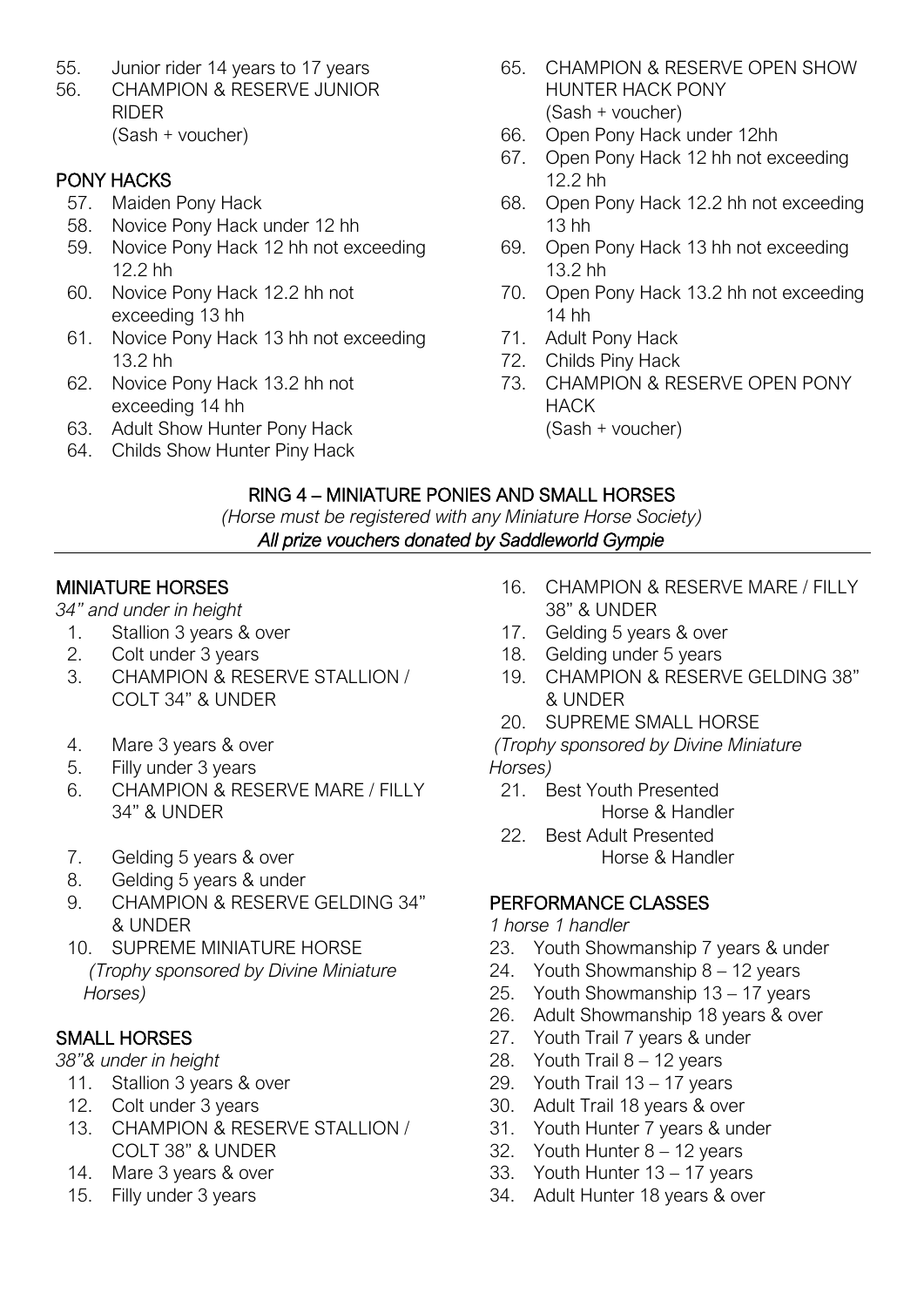55. Junior rider 14 years to 17 years
56. CHAMPION & RESERVE JUNIOR RIDER
    (Sash + voucher)

## PONY HACKS

57. Maiden Pony Hack
58. Novice Pony Hack under 12 hh
59. Novice Pony Hack 12 hh not exceeding 12.2 hh
60. Novice Pony Hack 12.2 hh not exceeding 13 hh
61. Novice Pony Hack 13 hh not exceeding 13.2 hh
62. Novice Pony Hack 13.2 hh not exceeding 14 hh
63. Adult Show Hunter Pony Hack
64. Childs Show Hunter Piny Hack
65. CHAMPION & RESERVE OPEN SHOW HUNTER HACK PONY
    (Sash + voucher)
66. Open Pony Hack under 12hh
67. Open Pony Hack 12 hh not exceeding 12.2 hh
68. Open Pony Hack 12.2 hh not exceeding 13 hh
69. Open Pony Hack 13 hh not exceeding 13.2 hh
70. Open Pony Hack 13.2 hh not exceeding 14 hh
71. Adult Pony Hack
72. Childs Piny Hack
73. CHAMPION & RESERVE OPEN PONY HACK
    (Sash + voucher)

# RING 4 – MINIATURE PONIES AND SMALL HORSES

*(Horse must be registered with any Miniature Horse Society)*

*All prize vouchers donated by Saddleworld Gympie*

## MINIATURE HORSES

*34" and under in height*

1. Stallion 3 years & over
2. Colt under 3 years
3. CHAMPION & RESERVE STALLION / COLT 34" & UNDER
4. Mare 3 years & over
5. Filly under 3 years
6. CHAMPION & RESERVE MARE / FILLY 34" & UNDER
7. Gelding 5 years & over
8. Gelding 5 years & under
9. CHAMPION & RESERVE GELDING 34" & UNDER
10. SUPREME MINIATURE HORSE
    *(Trophy sponsored by Divine Miniature Horses)*

## SMALL HORSES

*38"& under in height*

11. Stallion 3 years & over
12. Colt under 3 years
13. CHAMPION & RESERVE STALLION / COLT 38" & UNDER
14. Mare 3 years & over
15. Filly under 3 years
16. CHAMPION & RESERVE MARE / FILLY 38" & UNDER
17. Gelding 5 years & over
18. Gelding under 5 years
19. CHAMPION & RESERVE GELDING 38" & UNDER
20. SUPREME SMALL HORSE

*(Trophy sponsored by Divine Miniature Horses)*

21. Best Youth Presented Horse & Handler
22. Best Adult Presented Horse & Handler

## PERFORMANCE CLASSES

*1 horse 1 handler*

23. Youth Showmanship 7 years & under
24. Youth Showmanship 8 – 12 years
25. Youth Showmanship 13 – 17 years
26. Adult Showmanship 18 years & over
27. Youth Trail 7 years & under
28. Youth Trail 8 – 12 years
29. Youth Trail 13 – 17 years
30. Adult Trail 18 years & over
31. Youth Hunter 7 years & under
32. Youth Hunter 8 – 12 years
33. Youth Hunter 13 – 17 years
34. Adult Hunter 18 years & over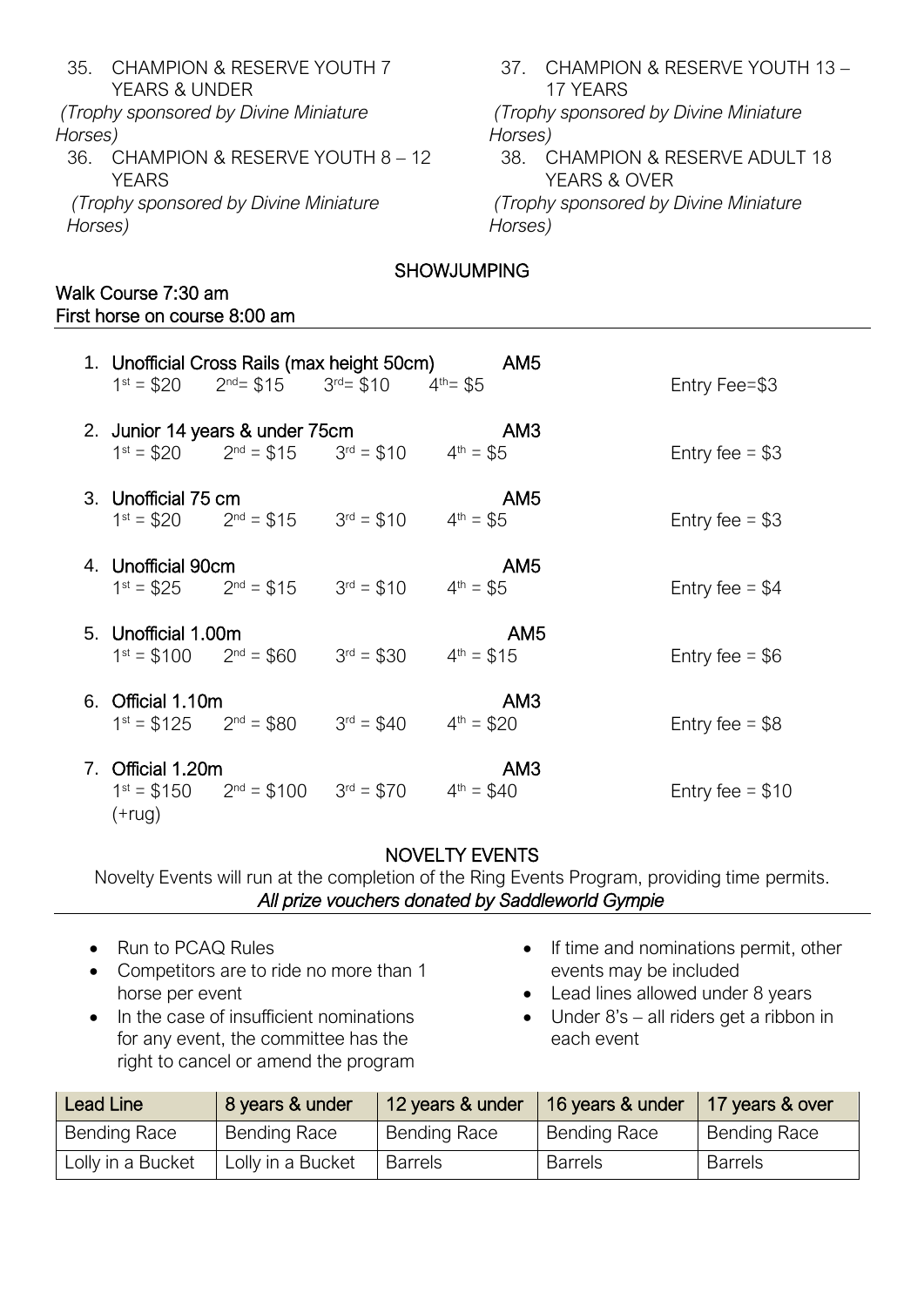35. CHAMPION & RESERVE YOUTH 7 YEARS & UNDER
 *(Trophy sponsored by Divine Miniature Horses)*

36. CHAMPION & RESERVE YOUTH 8 – 12 YEARS
 *(Trophy sponsored by Divine Miniature Horses)*

37. CHAMPION & RESERVE YOUTH 13 – 17 YEARS
 *(Trophy sponsored by Divine Miniature Horses)*

38. CHAMPION & RESERVE ADULT 18 YEARS & OVER
 *(Trophy sponsored by Divine Miniature Horses)*

## SHOWJUMPING

Walk Course 7:30 am
First horse on course 8:00 am

1. Unofficial Cross Rails (max height 50cm) AM5
   1st = $20 2nd= $15 3rd= $10 4th= $5 Entry Fee=$3

2. Junior 14 years & under 75cm AM3
   1st = $20 2nd = $15 3rd = $10 4th = $5 Entry fee = $3

3. Unofficial 75 cm AM5
   1st = $20 2nd = $15 3rd = $10 4th = $5 Entry fee = $3

4. Unofficial 90cm AM5
   1st = $25 2nd = $15 3rd = $10 4th = $5 Entry fee = $4

5. Unofficial 1.00m AM5
   1st = $100 2nd = $60 3rd = $30 4th = $15 Entry fee = $6

6. Official 1.10m AM3
   1st = $125 2nd = $80 3rd = $40 4th = $20 Entry fee = $8

7. Official 1.20m AM3
   1st = $150 (+rug) 2nd = $100 3rd = $70 4th = $40 Entry fee = $10

## NOVELTY EVENTS

Novelty Events will run at the completion of the Ring Events Program, providing time permits.
*All prize vouchers donated by Saddleworld Gympie*

- Run to PCAQ Rules
- Competitors are to ride no more than 1 horse per event
- In the case of insufficient nominations for any event, the committee has the right to cancel or amend the program
- If time and nominations permit, other events may be included
- Lead lines allowed under 8 years
- Under 8's – all riders get a ribbon in each event

| Lead Line | 8 years & under | 12 years & under | 16 years & under | 17 years & over |
|---|---|---|---|---|
| Bending Race | Bending Race | Bending Race | Bending Race | Bending Race |
| Lolly in a Bucket | Lolly in a Bucket | Barrels | Barrels | Barrels |